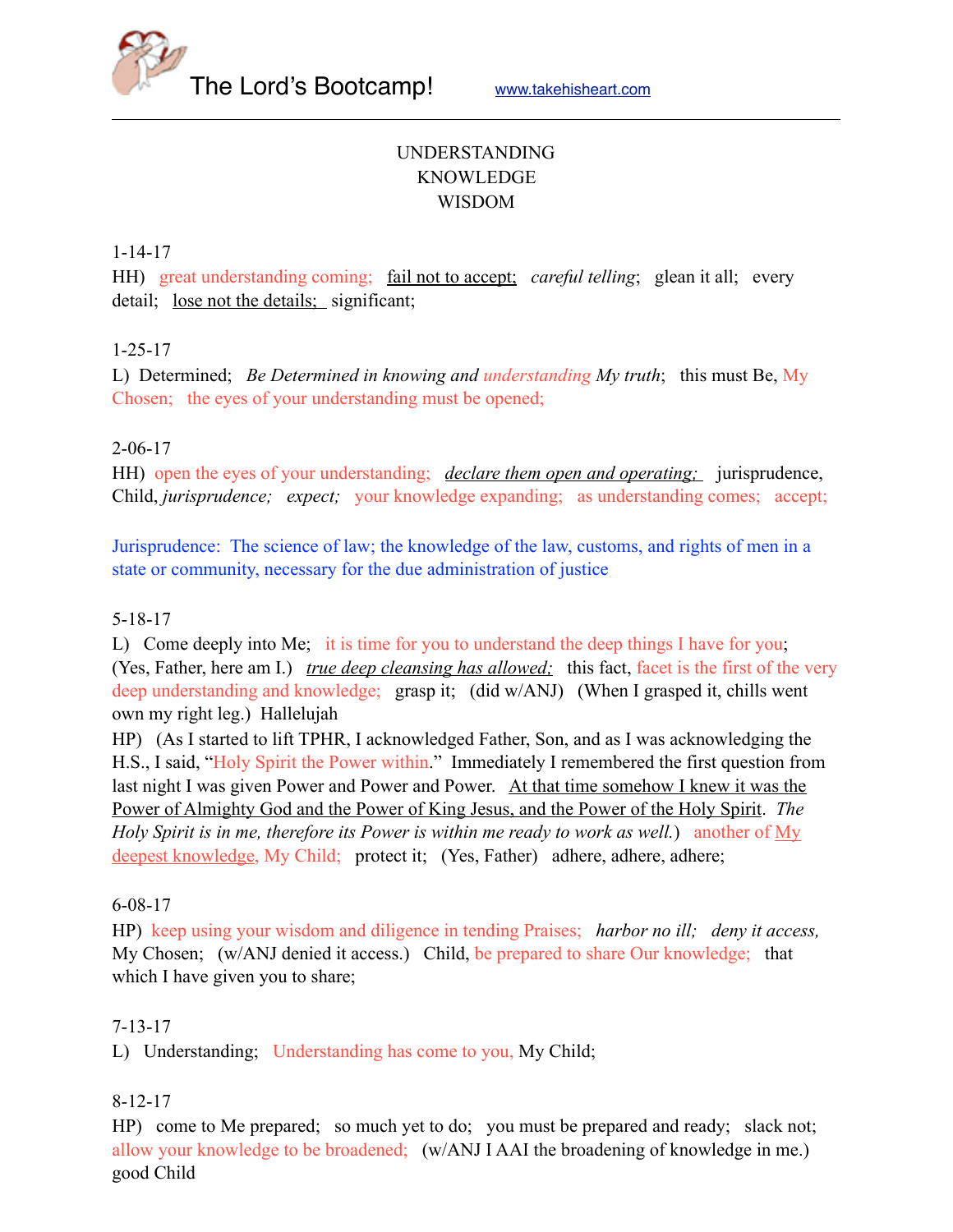# The Lord's Bootcamp!

www.takehisheart.com

UNDERSTANDING
KNOWLEDGE
WISDOM

1-14-17
HH) great understanding coming; fail not to accept; *careful telling*; glean it all; every detail; lose not the details; significant;

1-25-17
L) Determined; *Be Determined in knowing and understanding My truth*; this must Be, My Chosen; the eyes of your understanding must be opened;

2-06-17
HH) open the eyes of your understanding; *declare them open and operating;* jurisprudence, Child, *jurisprudence; expect;* your knowledge expanding; as understanding comes; accept;

Jurisprudence: The science of law; the knowledge of the law, customs, and rights of men in a state or community, necessary for the due administration of justice

5-18-17
L) Come deeply into Me; it is time for you to understand the deep things I have for you; (Yes, Father, here am I.) *true deep cleansing has allowed;* this fact, facet is the first of the very deep understanding and knowledge; grasp it; (did w/ANJ) (When I grasped it, chills went own my right leg.) Hallelujah
HP) (As I started to lift TPHR, I acknowledged Father, Son, and as I was acknowledging the H.S., I said, "Holy Spirit the Power within." Immediately I remembered the first question from last night I was given Power and Power and Power. At that time somehow I knew it was the Power of Almighty God and the Power of King Jesus, and the Power of the Holy Spirit. *The Holy Spirit is in me, therefore its Power is within me ready to work as well.*) another of My deepest knowledge, My Child; protect it; (Yes, Father) adhere, adhere, adhere;

6-08-17
HP) keep using your wisdom and diligence in tending Praises; *harbor no ill; deny it access,* My Chosen; (w/ANJ denied it access.) Child, be prepared to share Our knowledge; that which I have given you to share;

7-13-17
L) Understanding; Understanding has come to you, My Child;

8-12-17
HP) come to Me prepared; so much yet to do; you must be prepared and ready; slack not; allow your knowledge to be broadened; (w/ANJ I AAI the broadening of knowledge in me.) good Child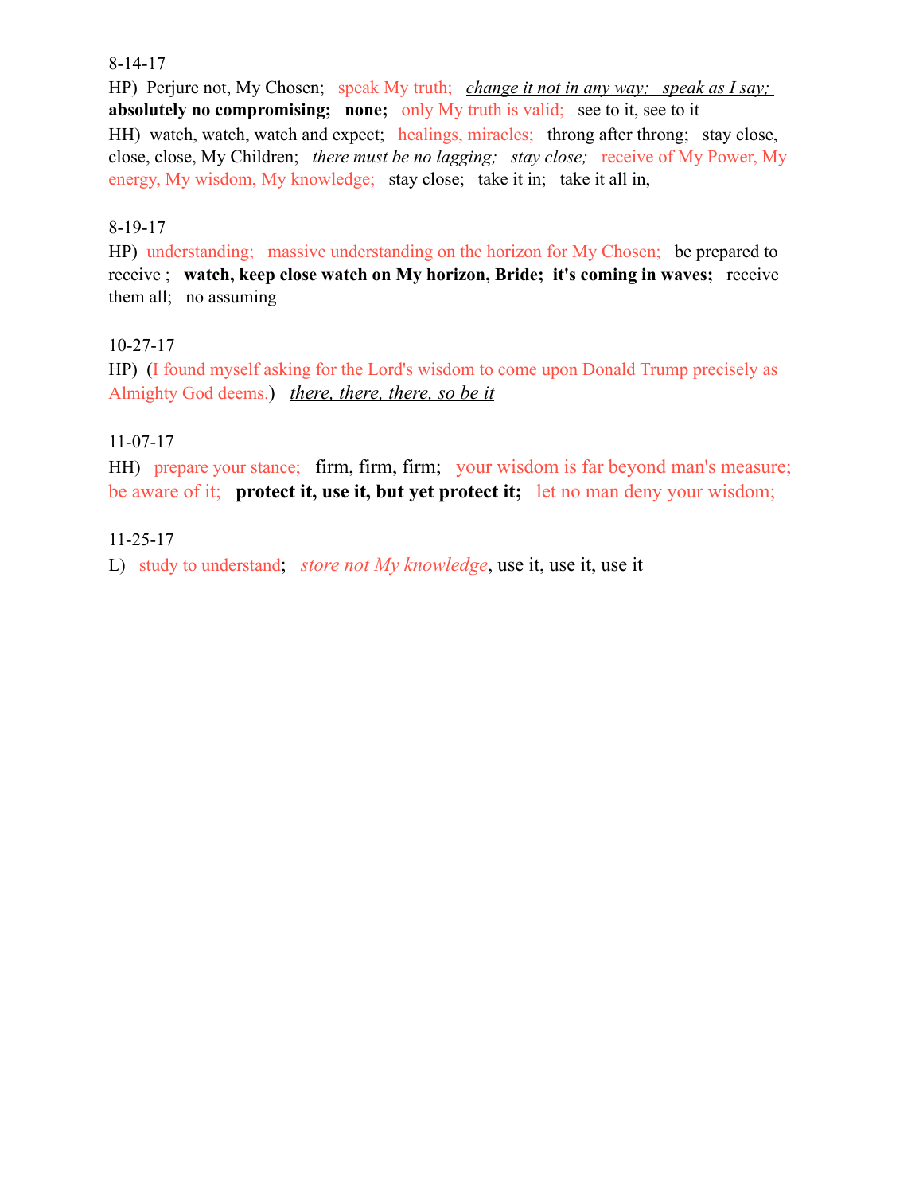8-14-17

HP) Perjure not, My Chosen; speak My truth; *change it not in any way; speak as I say;* **absolutely no compromising; none;** only My truth is valid; see to it, see to it

HH) watch, watch, watch and expect; healings, miracles; throng after throng; stay close, close, close, My Children; *there must be no lagging; stay close;* receive of My Power, My energy, My wisdom, My knowledge; stay close; take it in; take it all in,

8-19-17

HP) understanding; massive understanding on the horizon for My Chosen; be prepared to receive ; **watch, keep close watch on My horizon, Bride; it's coming in waves;** receive them all; no assuming

10-27-17

HP) (I found myself asking for the Lord's wisdom to come upon Donald Trump precisely as Almighty God deems.) *there, there, there, so be it*

11-07-17

HH) prepare your stance; firm, firm, firm; your wisdom is far beyond man's measure; be aware of it; **protect it, use it, but yet protect it;** let no man deny your wisdom;

11-25-17

L) study to understand; *store not My knowledge*, use it, use it, use it